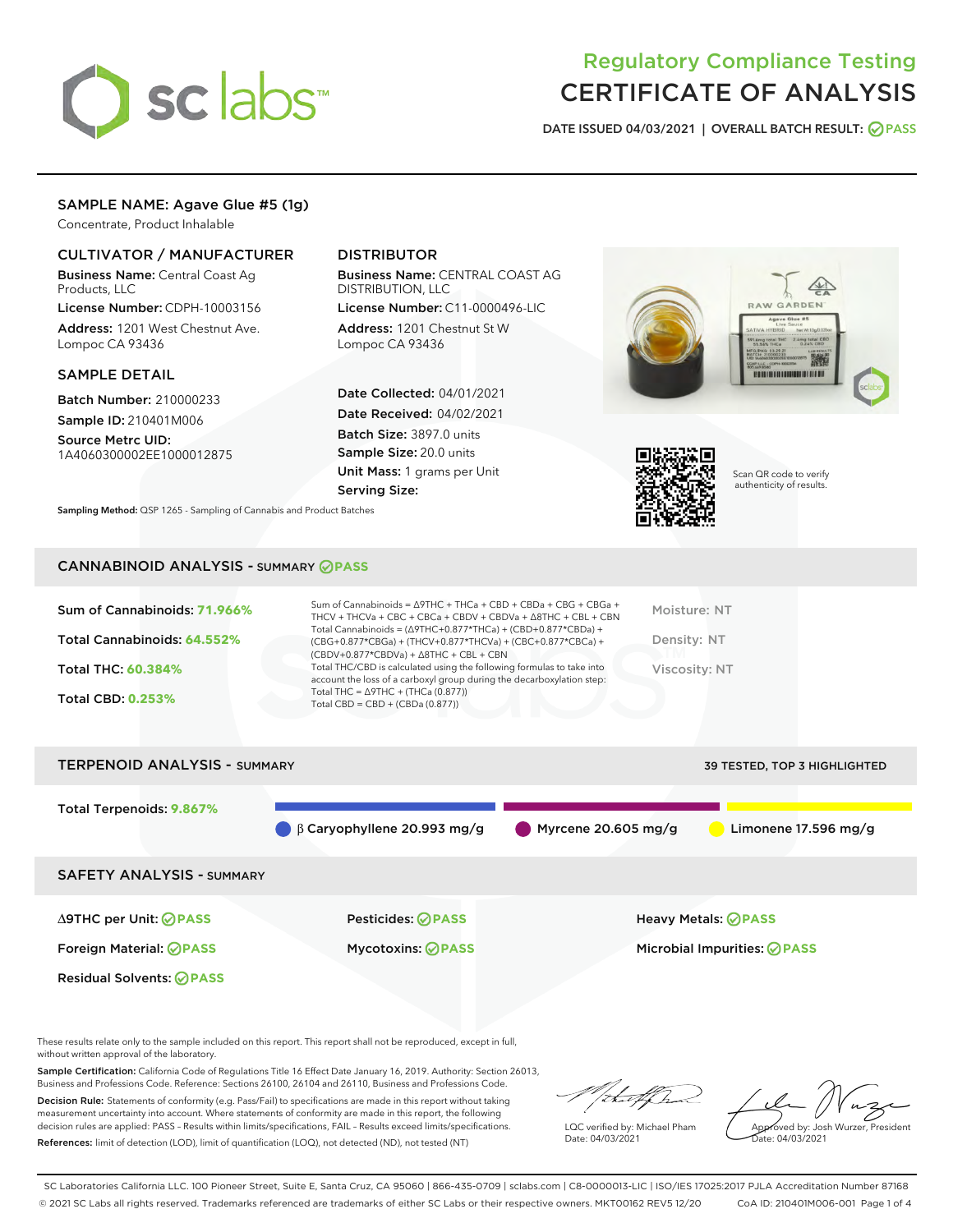# Regulatory Compliance Testing
# CERTIFICATE OF ANALYSIS

DATE ISSUED 04/03/2021 | OVERALL BATCH RESULT: PASS

## SAMPLE NAME: Agave Glue #5 (1g)

Concentrate, Product Inhalable

### CULTIVATOR / MANUFACTURER

**Business Name:** Central Coast Ag Products, LLC

**License Number:** CDPH-10003156

**Address:** 1201 West Chestnut Ave. Lompoc CA 93436

### DISTRIBUTOR

**Business Name:** CENTRAL COAST AG DISTRIBUTION, LLC

**License Number:** C11-0000496-LIC

**Address:** 1201 Chestnut St W Lompoc CA 93436

### SAMPLE DETAIL

**Batch Number:** 210000233

**Sample ID:** 210401M006

**Source Metrc UID:** 1A4060300002EE1000012875

**Date Collected:** 04/01/2021

**Date Received:** 04/02/2021

**Batch Size:** 3897.0 units

**Sample Size:** 20.0 units

**Unit Mass:** 1 grams per Unit

**Serving Size:**

Scan QR code to verify authenticity of results.

**Sampling Method:** QSP 1265 - Sampling of Cannabis and Product Batches

## CANNABINOID ANALYSIS - SUMMARY PASS

**Sum of Cannabinoids:** 71.966%

**Total Cannabinoids:** 64.552%

**Total THC:** 60.384%

**Total CBD:** 0.253%

Sum of Cannabinoids = Δ9THC + THCa + CBD + CBDa + CBG + CBGa + THCV + THCVa + CBC + CBCa + CBDV + CBDVa + Δ8THC + CBL + CBN

Total Cannabinoids = (Δ9THC+0.877*THCa) + (CBD+0.877*CBDa) + (CBG+0.877*CBGa) + (THCV+0.877*THCVa) + (CBC+0.877*CBCa) + (CBDV+0.877*CBDVa) + Δ8THC + CBL + CBN

Total THC/CBD is calculated using the following formulas to take into account the loss of a carboxyl group during the decarboxylation step:

Total THC = Δ9THC + (THCa (0.877))

Total CBD = CBD + (CBDa (0.877))

Moisture: NT

Density: NT

Viscosity: NT

## TERPENOID ANALYSIS - SUMMARY

39 TESTED, TOP 3 HIGHLIGHTED

**Total Terpenoids:** 9.867%

β Caryophyllene 20.993 mg/g | Myrcene 20.605 mg/g | Limonene 17.596 mg/g

## SAFETY ANALYSIS - SUMMARY

| | | |
|---|---|---|
| Δ9THC per Unit: PASS | Pesticides: PASS | Heavy Metals: PASS |
| Foreign Material: PASS | Mycotoxins: PASS | Microbial Impurities: PASS |
| Residual Solvents: PASS | | |

These results relate only to the sample included on this report. This report shall not be reproduced, except in full, without written approval of the laboratory.

**Sample Certification:** California Code of Regulations Title 16 Effect Date January 16, 2019. Authority: Section 26013, Business and Professions Code. Reference: Sections 26100, 26104 and 26110, Business and Professions Code.

**Decision Rule:** Statements of conformity (e.g. Pass/Fail) to specifications are made in this report without taking measurement uncertainty into account. Where statements of conformity are made in this report, the following decision rules are applied: PASS – Results within limits/specifications, FAIL – Results exceed limits/specifications.

**References:** limit of detection (LOD), limit of quantification (LOQ), not detected (ND), not tested (NT)

LQC verified by: Michael Pham
Date: 04/03/2021

Approved by: Josh Wurzer, President
Date: 04/03/2021

SC Laboratories California LLC. 100 Pioneer Street, Suite E, Santa Cruz, CA 95060 | 866-435-0709 | sclabs.com | C8-0000013-LIC | ISO/IES 17025:2017 PJLA Accreditation Number 87168
© 2021 SC Labs all rights reserved. Trademarks referenced are trademarks of either SC Labs or their respective owners. MKT00162 REV5 12/20 CoA ID: 210401M006-001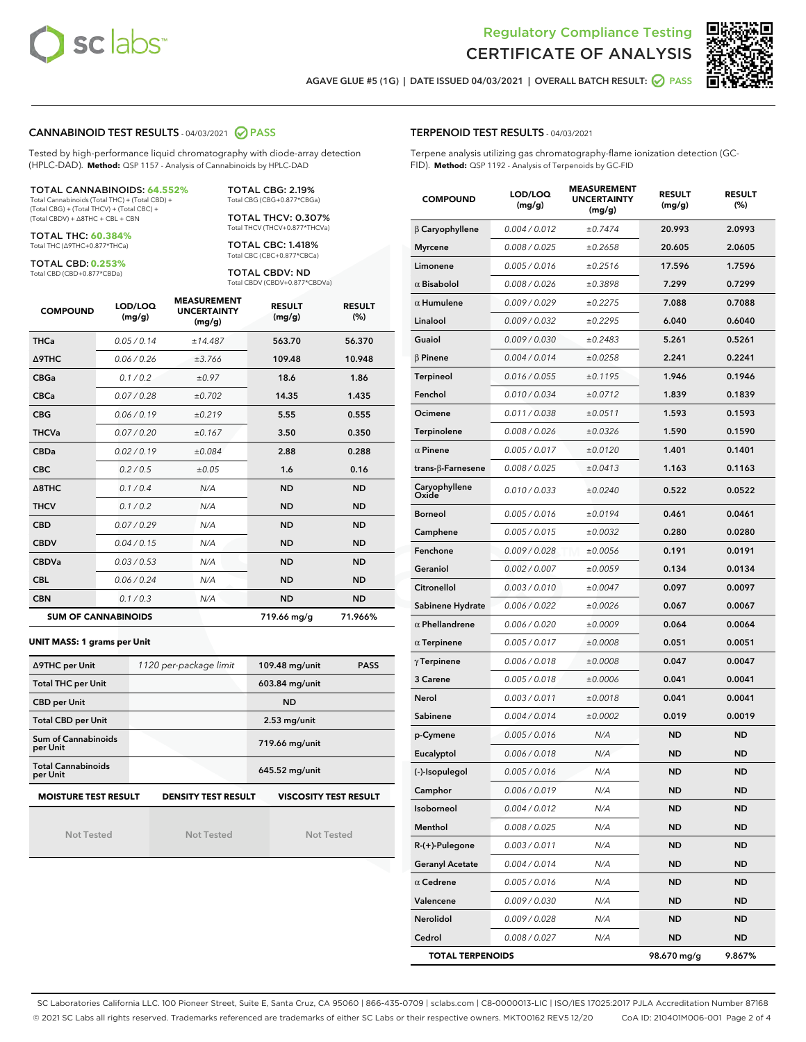# Regulatory Compliance Testing
# CERTIFICATE OF ANALYSIS

AGAVE GLUE #5 (1G) | DATE ISSUED 04/03/2021 | OVERALL BATCH RESULT: PASS

## CANNABINOID TEST RESULTS - 04/03/2021 PASS

Tested by high-performance liquid chromatography with diode-array detection (HPLC-DAD). **Method:** QSP 1157 - Analysis of Cannabinoids by HPLC-DAD

**TOTAL CANNABINOIDS: 64.552%**
Total Cannabinoids (Total THC) + (Total CBD) + (Total CBG) + (Total THCV) + (Total CBC) + (Total CBDV) + Δ8THC + CBL + CBN

**TOTAL THC: 60.384%**
Total THC (Δ9THC+0.877*THCa)

**TOTAL CBD: 0.253%**
Total CBD (CBD+0.877*CBDa)

**TOTAL CBG: 2.19%**
Total CBG (CBG+0.877*CBGa)

**TOTAL THCV: 0.307%**
Total THCV (THCV+0.877*THCVa)

**TOTAL CBC: 1.418%**
Total CBC (CBC+0.877*CBCa)

**TOTAL CBDV: ND**
Total CBDV (CBDV+0.877*CBDVa)

| COMPOUND | LOD/LOQ (mg/g) | MEASUREMENT UNCERTAINTY (mg/g) | RESULT (mg/g) | RESULT (%) |
|---|---|---|---|---|
| THCa | 0.05 / 0.14 | ±14.487 | 563.70 | 56.370 |
| Δ9THC | 0.06 / 0.26 | ±3.766 | 109.48 | 10.948 |
| CBGa | 0.1 / 0.2 | ±0.97 | 18.6 | 1.86 |
| CBCa | 0.07 / 0.28 | ±0.702 | 14.35 | 1.435 |
| CBG | 0.06 / 0.19 | ±0.219 | 5.55 | 0.555 |
| THCVa | 0.07 / 0.20 | ±0.167 | 3.50 | 0.350 |
| CBDa | 0.02 / 0.19 | ±0.084 | 2.88 | 0.288 |
| CBC | 0.2 / 0.5 | ±0.05 | 1.6 | 0.16 |
| Δ8THC | 0.1 / 0.4 | N/A | ND | ND |
| THCV | 0.1 / 0.2 | N/A | ND | ND |
| CBD | 0.07 / 0.29 | N/A | ND | ND |
| CBDV | 0.04 / 0.15 | N/A | ND | ND |
| CBDVa | 0.03 / 0.53 | N/A | ND | ND |
| CBL | 0.06 / 0.24 | N/A | ND | ND |
| CBN | 0.1 / 0.3 | N/A | ND | ND |
| **SUM OF CANNABINOIDS** | | | 719.66 mg/g | 71.966% |

### UNIT MASS: 1 grams per Unit

| | | | |
|---|---|---|---|
| Δ9THC per Unit | 1120 per-package limit | 109.48 mg/unit | PASS |
| Total THC per Unit | | 603.84 mg/unit | |
| CBD per Unit | | ND | |
| Total CBD per Unit | | 2.53 mg/unit | |
| Sum of Cannabinoids per Unit | | 719.66 mg/unit | |
| Total Cannabinoids per Unit | | 645.52 mg/unit | |

| MOISTURE TEST RESULT | DENSITY TEST RESULT | VISCOSITY TEST RESULT |
|---|---|---|
| Not Tested | Not Tested | Not Tested |

## TERPENOID TEST RESULTS - 04/03/2021

Terpene analysis utilizing gas chromatography-flame ionization detection (GC-FID). **Method:** QSP 1192 - Analysis of Terpenoids by GC-FID

| COMPOUND | LOD/LOQ (mg/g) | MEASUREMENT UNCERTAINTY (mg/g) | RESULT (mg/g) | RESULT (%) |
|---|---|---|---|---|
| β Caryophyllene | 0.004 / 0.012 | ±0.7474 | 20.993 | 2.0993 |
| Myrcene | 0.008 / 0.025 | ±0.2658 | 20.605 | 2.0605 |
| Limonene | 0.005 / 0.016 | ±0.2516 | 17.596 | 1.7596 |
| α Bisabolol | 0.008 / 0.026 | ±0.3898 | 7.299 | 0.7299 |
| α Humulene | 0.009 / 0.029 | ±0.2275 | 7.088 | 0.7088 |
| Linalool | 0.009 / 0.032 | ±0.2295 | 6.040 | 0.6040 |
| Guaiol | 0.009 / 0.030 | ±0.2483 | 5.261 | 0.5261 |
| β Pinene | 0.004 / 0.014 | ±0.0258 | 2.241 | 0.2241 |
| Terpineol | 0.016 / 0.055 | ±0.1195 | 1.946 | 0.1946 |
| Fenchol | 0.010 / 0.034 | ±0.0712 | 1.839 | 0.1839 |
| Ocimene | 0.011 / 0.038 | ±0.0511 | 1.593 | 0.1593 |
| Terpinolene | 0.008 / 0.026 | ±0.0326 | 1.590 | 0.1590 |
| α Pinene | 0.005 / 0.017 | ±0.0120 | 1.401 | 0.1401 |
| trans-β-Farnesene | 0.008 / 0.025 | ±0.0413 | 1.163 | 0.1163 |
| Caryophyllene Oxide | 0.010 / 0.033 | ±0.0240 | 0.522 | 0.0522 |
| Borneol | 0.005 / 0.016 | ±0.0194 | 0.461 | 0.0461 |
| Camphene | 0.005 / 0.015 | ±0.0032 | 0.280 | 0.0280 |
| Fenchone | 0.009 / 0.028 | ±0.0056 | 0.191 | 0.0191 |
| Geraniol | 0.002 / 0.007 | ±0.0059 | 0.134 | 0.0134 |
| Citronellol | 0.003 / 0.010 | ±0.0047 | 0.097 | 0.0097 |
| Sabinene Hydrate | 0.006 / 0.022 | ±0.0026 | 0.067 | 0.0067 |
| α Phellandrene | 0.006 / 0.020 | ±0.0009 | 0.064 | 0.0064 |
| α Terpinene | 0.005 / 0.017 | ±0.0008 | 0.051 | 0.0051 |
| γ Terpinene | 0.006 / 0.018 | ±0.0008 | 0.047 | 0.0047 |
| 3 Carene | 0.005 / 0.018 | ±0.0006 | 0.041 | 0.0041 |
| Nerol | 0.003 / 0.011 | ±0.0018 | 0.041 | 0.0041 |
| Sabinene | 0.004 / 0.014 | ±0.0002 | 0.019 | 0.0019 |
| p-Cymene | 0.005 / 0.016 | N/A | ND | ND |
| Eucalyptol | 0.006 / 0.018 | N/A | ND | ND |
| (-)-Isopulegol | 0.005 / 0.016 | N/A | ND | ND |
| Camphor | 0.006 / 0.019 | N/A | ND | ND |
| Isoborneol | 0.004 / 0.012 | N/A | ND | ND |
| Menthol | 0.008 / 0.025 | N/A | ND | ND |
| R-(+)-Pulegone | 0.003 / 0.011 | N/A | ND | ND |
| Geranyl Acetate | 0.004 / 0.014 | N/A | ND | ND |
| α Cedrene | 0.005 / 0.016 | N/A | ND | ND |
| Valencene | 0.009 / 0.030 | N/A | ND | ND |
| Nerolidol | 0.009 / 0.028 | N/A | ND | ND |
| Cedrol | 0.008 / 0.027 | N/A | ND | ND |
| **TOTAL TERPENOIDS** | | | 98.670 mg/g | 9.867% |

SC Laboratories California LLC. 100 Pioneer Street, Suite E, Santa Cruz, CA 95060 | 866-435-0709 | sclabs.com | C8-0000013-LIC | ISO/IES 17025:2017 PJLA Accreditation Number 87168
© 2021 SC Labs all rights reserved. Trademarks referenced are trademarks of either SC Labs or their respective owners. MKT00162 REV5 12/20 CoA ID: 210401M006-001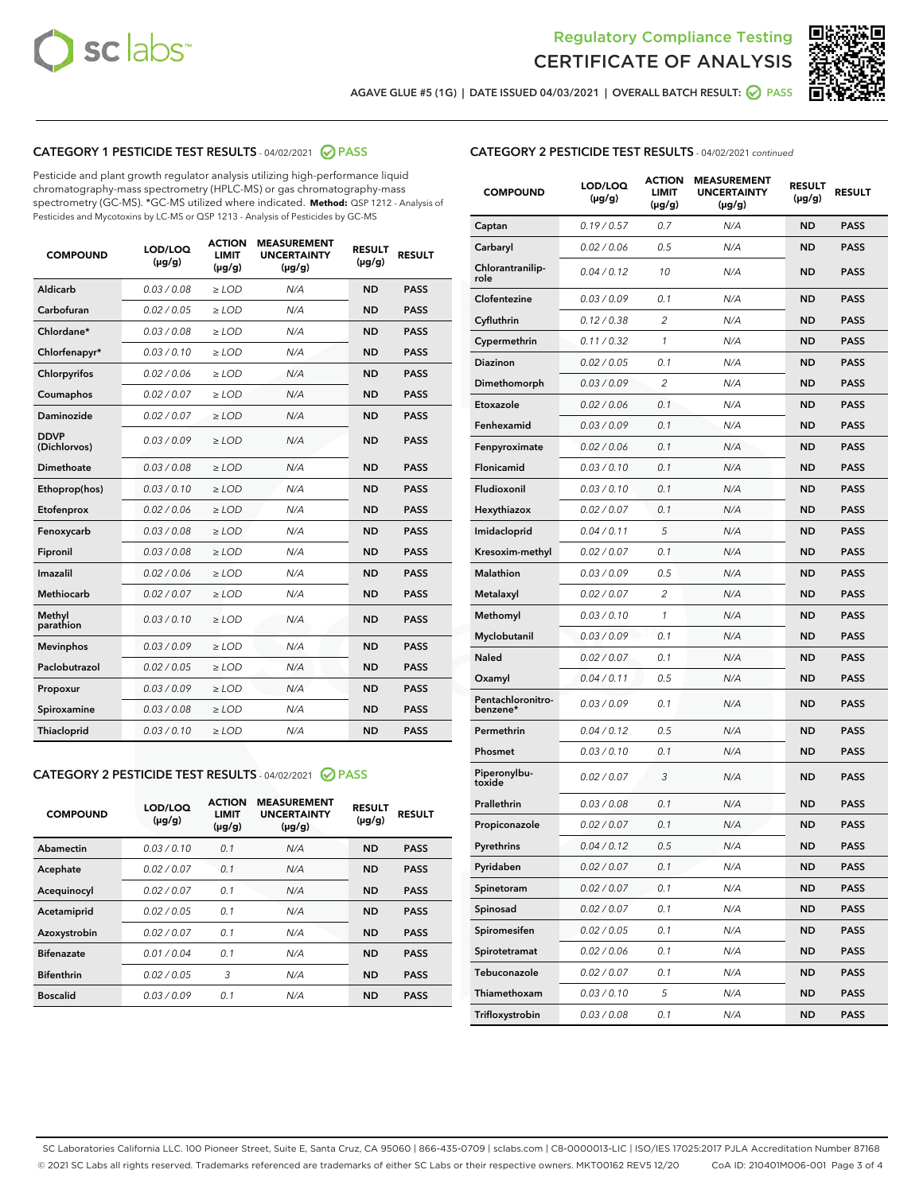## Regulatory Compliance Testing
## CERTIFICATE OF ANALYSIS

AGAVE GLUE #5 (1G) | DATE ISSUED 04/03/2021 | OVERALL BATCH RESULT: PASS

### CATEGORY 1 PESTICIDE TEST RESULTS - 04/02/2021 PASS

Pesticide and plant growth regulator analysis utilizing high-performance liquid chromatography-mass spectrometry (HPLC-MS) or gas chromatography-mass spectrometry (GC-MS). *GC-MS utilized where indicated. **Method:** QSP 1212 - Analysis of Pesticides and Mycotoxins by LC-MS or QSP 1213 - Analysis of Pesticides by GC-MS

| COMPOUND | LOD/LOQ (µg/g) | ACTION LIMIT (µg/g) | MEASUREMENT UNCERTAINTY (µg/g) | RESULT (µg/g) | RESULT |
|---|---|---|---|---|---|
| Aldicarb | 0.03 / 0.08 | ≥ LOD | N/A | ND | PASS |
| Carbofuran | 0.02 / 0.05 | ≥ LOD | N/A | ND | PASS |
| Chlordane* | 0.03 / 0.08 | ≥ LOD | N/A | ND | PASS |
| Chlorfenapyr* | 0.03 / 0.10 | ≥ LOD | N/A | ND | PASS |
| Chlorpyrifos | 0.02 / 0.06 | ≥ LOD | N/A | ND | PASS |
| Coumaphos | 0.02 / 0.07 | ≥ LOD | N/A | ND | PASS |
| Daminozide | 0.02 / 0.07 | ≥ LOD | N/A | ND | PASS |
| DDVP (Dichlorvos) | 0.03 / 0.09 | ≥ LOD | N/A | ND | PASS |
| Dimethoate | 0.03 / 0.08 | ≥ LOD | N/A | ND | PASS |
| Ethoprop(hos) | 0.03 / 0.10 | ≥ LOD | N/A | ND | PASS |
| Etofenprox | 0.02 / 0.06 | ≥ LOD | N/A | ND | PASS |
| Fenoxycarb | 0.03 / 0.08 | ≥ LOD | N/A | ND | PASS |
| Fipronil | 0.03 / 0.08 | ≥ LOD | N/A | ND | PASS |
| Imazalil | 0.02 / 0.06 | ≥ LOD | N/A | ND | PASS |
| Methiocarb | 0.02 / 0.07 | ≥ LOD | N/A | ND | PASS |
| Methyl parathion | 0.03 / 0.10 | ≥ LOD | N/A | ND | PASS |
| Mevinphos | 0.03 / 0.09 | ≥ LOD | N/A | ND | PASS |
| Paclobutrazol | 0.02 / 0.05 | ≥ LOD | N/A | ND | PASS |
| Propoxur | 0.03 / 0.09 | ≥ LOD | N/A | ND | PASS |
| Spiroxamine | 0.03 / 0.08 | ≥ LOD | N/A | ND | PASS |
| Thiacloprid | 0.03 / 0.10 | ≥ LOD | N/A | ND | PASS |

### CATEGORY 2 PESTICIDE TEST RESULTS - 04/02/2021 PASS

| COMPOUND | LOD/LOQ (µg/g) | ACTION LIMIT (µg/g) | MEASUREMENT UNCERTAINTY (µg/g) | RESULT (µg/g) | RESULT |
|---|---|---|---|---|---|
| Abamectin | 0.03 / 0.10 | 0.1 | N/A | ND | PASS |
| Acephate | 0.02 / 0.07 | 0.1 | N/A | ND | PASS |
| Acequinocyl | 0.02 / 0.07 | 0.1 | N/A | ND | PASS |
| Acetamiprid | 0.02 / 0.05 | 0.1 | N/A | ND | PASS |
| Azoxystrobin | 0.02 / 0.07 | 0.1 | N/A | ND | PASS |
| Bifenazate | 0.01 / 0.04 | 0.1 | N/A | ND | PASS |
| Bifenthrin | 0.02 / 0.05 | 3 | N/A | ND | PASS |
| Boscalid | 0.03 / 0.09 | 0.1 | N/A | ND | PASS |
| Captan | 0.19 / 0.57 | 0.7 | N/A | ND | PASS |
| Carbaryl | 0.02 / 0.06 | 0.5 | N/A | ND | PASS |
| Chlorantraniliprole | 0.04 / 0.12 | 10 | N/A | ND | PASS |
| Clofentezine | 0.03 / 0.09 | 0.1 | N/A | ND | PASS |
| Cyfluthrin | 0.12 / 0.38 | 2 | N/A | ND | PASS |
| Cypermethrin | 0.11 / 0.32 | 1 | N/A | ND | PASS |
| Diazinon | 0.02 / 0.05 | 0.1 | N/A | ND | PASS |
| Dimethomorph | 0.03 / 0.09 | 2 | N/A | ND | PASS |
| Etoxazole | 0.02 / 0.06 | 0.1 | N/A | ND | PASS |
| Fenhexamid | 0.03 / 0.09 | 0.1 | N/A | ND | PASS |
| Fenpyroximate | 0.02 / 0.06 | 0.1 | N/A | ND | PASS |
| Flonicamid | 0.03 / 0.10 | 0.1 | N/A | ND | PASS |
| Fludioxonil | 0.03 / 0.10 | 0.1 | N/A | ND | PASS |
| Hexythiazox | 0.02 / 0.07 | 0.1 | N/A | ND | PASS |
| Imidacloprid | 0.04 / 0.11 | 5 | N/A | ND | PASS |
| Kresoxim-methyl | 0.02 / 0.07 | 0.1 | N/A | ND | PASS |
| Malathion | 0.03 / 0.09 | 0.5 | N/A | ND | PASS |
| Metalaxyl | 0.02 / 0.07 | 2 | N/A | ND | PASS |
| Methomyl | 0.03 / 0.10 | 1 | N/A | ND | PASS |
| Myclobutanil | 0.03 / 0.09 | 0.1 | N/A | ND | PASS |
| Naled | 0.02 / 0.07 | 0.1 | N/A | ND | PASS |
| Oxamyl | 0.04 / 0.11 | 0.5 | N/A | ND | PASS |
| Pentachloronitrobenzene* | 0.03 / 0.09 | 0.1 | N/A | ND | PASS |
| Permethrin | 0.04 / 0.12 | 0.5 | N/A | ND | PASS |
| Phosmet | 0.03 / 0.10 | 0.1 | N/A | ND | PASS |
| Piperonylbutoxide | 0.02 / 0.07 | 3 | N/A | ND | PASS |
| Prallethrin | 0.03 / 0.08 | 0.1 | N/A | ND | PASS |
| Propiconazole | 0.02 / 0.07 | 0.1 | N/A | ND | PASS |
| Pyrethrins | 0.04 / 0.12 | 0.5 | N/A | ND | PASS |
| Pyridaben | 0.02 / 0.07 | 0.1 | N/A | ND | PASS |
| Spinetoram | 0.02 / 0.07 | 0.1 | N/A | ND | PASS |
| Spinosad | 0.02 / 0.07 | 0.1 | N/A | ND | PASS |
| Spiromesifen | 0.02 / 0.05 | 0.1 | N/A | ND | PASS |
| Spirotetramat | 0.02 / 0.06 | 0.1 | N/A | ND | PASS |
| Tebuconazole | 0.02 / 0.07 | 0.1 | N/A | ND | PASS |
| Thiamethoxam | 0.03 / 0.10 | 5 | N/A | ND | PASS |
| Trifloxystrobin | 0.03 / 0.08 | 0.1 | N/A | ND | PASS |

SC Laboratories California LLC. 100 Pioneer Street, Suite E, Santa Cruz, CA 95060 | 866-435-0709 | sclabs.com | C8-0000013-LIC | ISO/IES 17025:2017 PJLA Accreditation Number 87168
© 2021 SC Labs all rights reserved. Trademarks referenced are trademarks of either SC Labs or their respective owners. MKT00162 REV5 12/20 CoA ID: 210401M006-001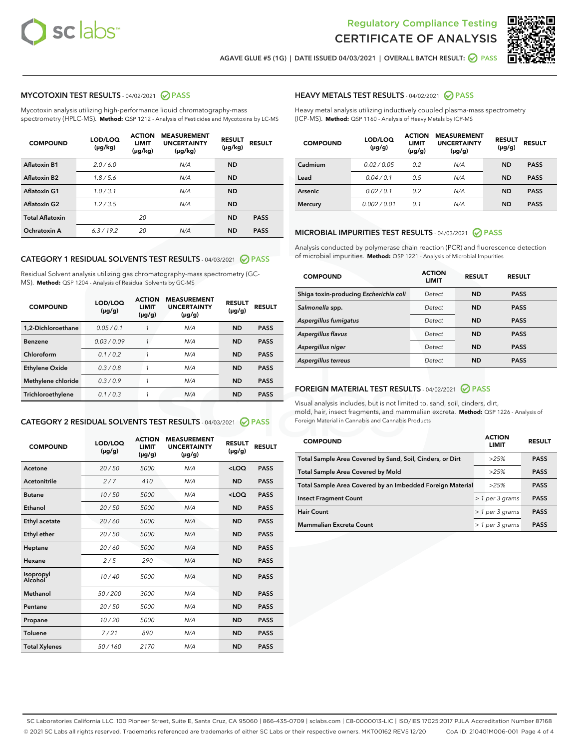Regulatory Compliance Testing

# CERTIFICATE OF ANALYSIS

AGAVE GLUE #5 (1G) | DATE ISSUED 04/03/2021 | OVERALL BATCH RESULT: PASS

## MYCOTOXIN TEST RESULTS - 04/02/2021 PASS

Mycotoxin analysis utilizing high-performance liquid chromatography-mass spectrometry (HPLC-MS). **Method:** QSP 1212 - Analysis of Pesticides and Mycotoxins by LC-MS

| COMPOUND | LOD/LOQ (µg/kg) | ACTION LIMIT (µg/kg) | MEASUREMENT UNCERTAINTY (µg/kg) | RESULT (µg/kg) | RESULT |
|---|---|---|---|---|---|
| Aflatoxin B1 | 2.0 / 6.0 | | N/A | ND | |
| Aflatoxin B2 | 1.8 / 5.6 | | N/A | ND | |
| Aflatoxin G1 | 1.0 / 3.1 | | N/A | ND | |
| Aflatoxin G2 | 1.2 / 3.5 | | N/A | ND | |
| Total Aflatoxin | | 20 | | ND | PASS |
| Ochratoxin A | 6.3 / 19.2 | 20 | N/A | ND | PASS |

## CATEGORY 1 RESIDUAL SOLVENTS TEST RESULTS - 04/03/2021 PASS

Residual Solvent analysis utilizing gas chromatography-mass spectrometry (GC-MS). **Method:** QSP 1204 - Analysis of Residual Solvents by GC-MS

| COMPOUND | LOD/LOQ (µg/g) | ACTION LIMIT (µg/g) | MEASUREMENT UNCERTAINTY (µg/g) | RESULT (µg/g) | RESULT |
|---|---|---|---|---|---|
| 1,2-Dichloroethane | 0.05 / 0.1 | 1 | N/A | ND | PASS |
| Benzene | 0.03 / 0.09 | 1 | N/A | ND | PASS |
| Chloroform | 0.1 / 0.2 | 1 | N/A | ND | PASS |
| Ethylene Oxide | 0.3 / 0.8 | 1 | N/A | ND | PASS |
| Methylene chloride | 0.3 / 0.9 | 1 | N/A | ND | PASS |
| Trichloroethylene | 0.1 / 0.3 | 1 | N/A | ND | PASS |

## CATEGORY 2 RESIDUAL SOLVENTS TEST RESULTS - 04/03/2021 PASS

| COMPOUND | LOD/LOQ (µg/g) | ACTION LIMIT (µg/g) | MEASUREMENT UNCERTAINTY (µg/g) | RESULT (µg/g) | RESULT |
|---|---|---|---|---|---|
| Acetone | 20 / 50 | 5000 | N/A | <LOQ | PASS |
| Acetonitrile | 2 / 7 | 410 | N/A | ND | PASS |
| Butane | 10 / 50 | 5000 | N/A | <LOQ | PASS |
| Ethanol | 20 / 50 | 5000 | N/A | ND | PASS |
| Ethyl acetate | 20 / 60 | 5000 | N/A | ND | PASS |
| Ethyl ether | 20 / 50 | 5000 | N/A | ND | PASS |
| Heptane | 20 / 60 | 5000 | N/A | ND | PASS |
| Hexane | 2 / 5 | 290 | N/A | ND | PASS |
| Isopropyl Alcohol | 10 / 40 | 5000 | N/A | ND | PASS |
| Methanol | 50 / 200 | 3000 | N/A | ND | PASS |
| Pentane | 20 / 50 | 5000 | N/A | ND | PASS |
| Propane | 10 / 20 | 5000 | N/A | ND | PASS |
| Toluene | 7 / 21 | 890 | N/A | ND | PASS |
| Total Xylenes | 50 / 160 | 2170 | N/A | ND | PASS |

## HEAVY METALS TEST RESULTS - 04/02/2021 PASS

Heavy metal analysis utilizing inductively coupled plasma-mass spectrometry (ICP-MS). **Method:** QSP 1160 - Analysis of Heavy Metals by ICP-MS

| COMPOUND | LOD/LOQ (µg/g) | ACTION LIMIT (µg/g) | MEASUREMENT UNCERTAINTY (µg/g) | RESULT (µg/g) | RESULT |
|---|---|---|---|---|---|
| Cadmium | 0.02 / 0.05 | 0.2 | N/A | ND | PASS |
| Lead | 0.04 / 0.1 | 0.5 | N/A | ND | PASS |
| Arsenic | 0.02 / 0.1 | 0.2 | N/A | ND | PASS |
| Mercury | 0.002 / 0.01 | 0.1 | N/A | ND | PASS |

## MICROBIAL IMPURITIES TEST RESULTS - 04/03/2021 PASS

Analysis conducted by polymerase chain reaction (PCR) and fluorescence detection of microbial impurities. **Method:** QSP 1221 - Analysis of Microbial Impurities

| COMPOUND | ACTION LIMIT | RESULT | RESULT |
|---|---|---|---|
| *Shiga toxin-producing Escherichia coli* | Detect | ND | PASS |
| *Salmonella* spp. | Detect | ND | PASS |
| *Aspergillus fumigatus* | Detect | ND | PASS |
| *Aspergillus flavus* | Detect | ND | PASS |
| *Aspergillus niger* | Detect | ND | PASS |
| *Aspergillus terreus* | Detect | ND | PASS |

## FOREIGN MATERIAL TEST RESULTS - 04/02/2021 PASS

Visual analysis includes, but is not limited to, sand, soil, cinders, dirt, mold, hair, insect fragments, and mammalian excreta. **Method:** QSP 1226 - Analysis of Foreign Material in Cannabis and Cannabis Products

| COMPOUND | ACTION LIMIT | RESULT |
|---|---|---|
| Total Sample Area Covered by Sand, Soil, Cinders, or Dirt | >25% | PASS |
| Total Sample Area Covered by Mold | >25% | PASS |
| Total Sample Area Covered by an Imbedded Foreign Material | >25% | PASS |
| Insect Fragment Count | > 1 per 3 grams | PASS |
| Hair Count | > 1 per 3 grams | PASS |
| Mammalian Excreta Count | > 1 per 3 grams | PASS |

SC Laboratories California LLC. 100 Pioneer Street, Suite E, Santa Cruz, CA 95060 | 866-435-0709 | sclabs.com | C8-0000013-LIC | ISO/IES 17025:2017 PJLA Accreditation Number 87168
© 2021 SC Labs all rights reserved. Trademarks referenced are trademarks of either SC Labs or their respective owners. MKT00162 REV5 12/20 CoA ID: 210401M006-001